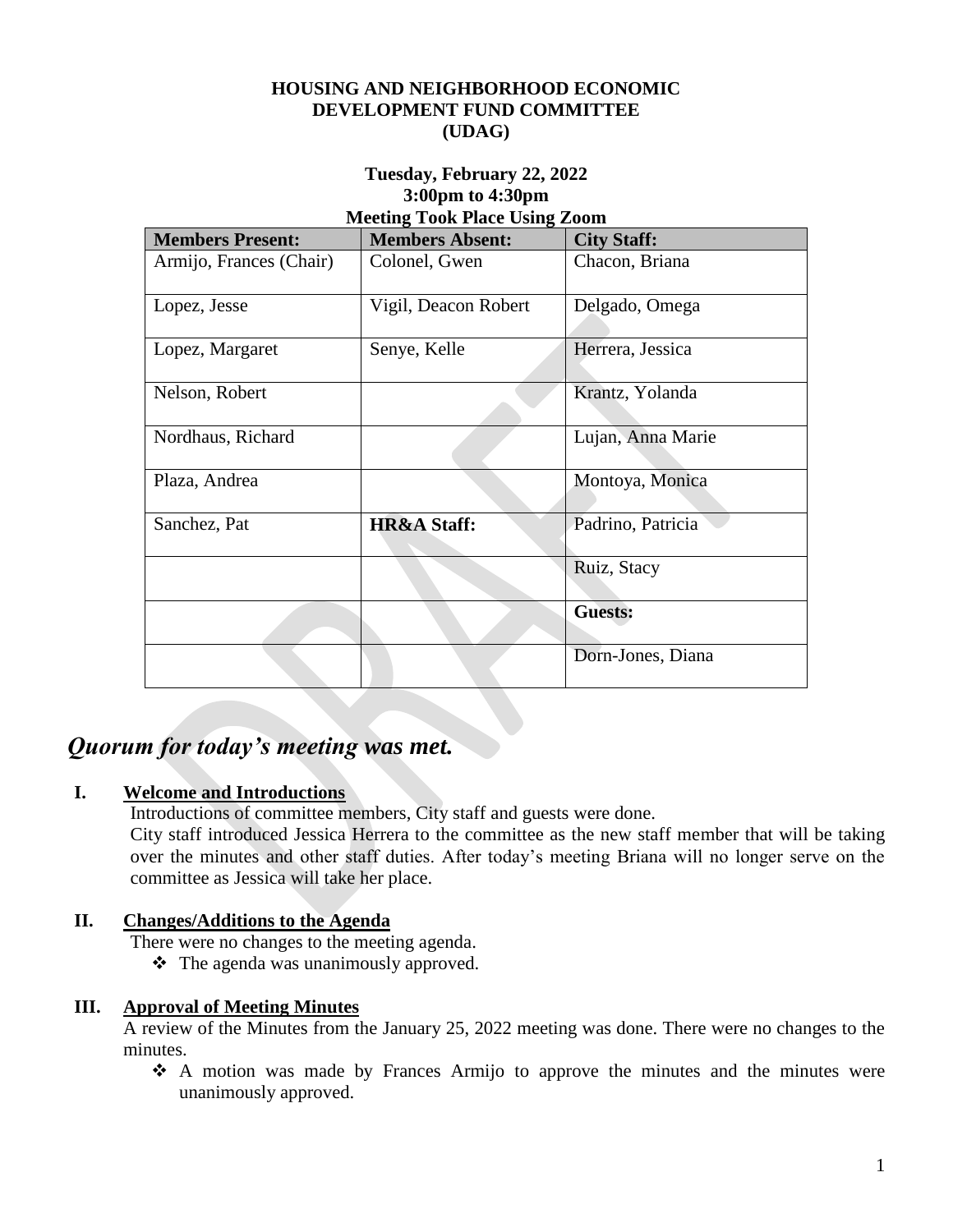**HOUSING AND NEIGHBORHOOD ECONOMIC DEVELOPMENT FUND COMMITTEE (UDAG)**

**Tuesday, February 22, 2022**
**3:00pm to 4:30pm**
**Meeting Took Place Using Zoom**

| Members Present: | Members Absent: | City Staff: |
|---|---|---|
| Armijo, Frances (Chair) | Colonel, Gwen | Chacon, Briana |
| Lopez, Jesse | Vigil, Deacon Robert | Delgado, Omega |
| Lopez, Margaret | Senye, Kelle | Herrera, Jessica |
| Nelson, Robert | | Krantz, Yolanda |
| Nordhaus, Richard | | Lujan, Anna Marie |
| Plaza, Andrea | | Montoya, Monica |
| Sanchez, Pat | **HR&A Staff:** | Padrino, Patricia |
| | | Ruiz, Stacy |
| | | **Guests:** |
| | | Dorn-Jones, Diana |

## *Quorum for today's meeting was met.*

**I. Welcome and Introductions**

Introductions of committee members, City staff and guests were done.

City staff introduced Jessica Herrera to the committee as the new staff member that will be taking over the minutes and other staff duties. After today's meeting Briana will no longer serve on the committee as Jessica will take her place.

**II. Changes/Additions to the Agenda**

There were no changes to the meeting agenda.

- The agenda was unanimously approved.

**III. Approval of Meeting Minutes**

A review of the Minutes from the January 25, 2022 meeting was done. There were no changes to the minutes.

- A motion was made by Frances Armijo to approve the minutes and the minutes were unanimously approved.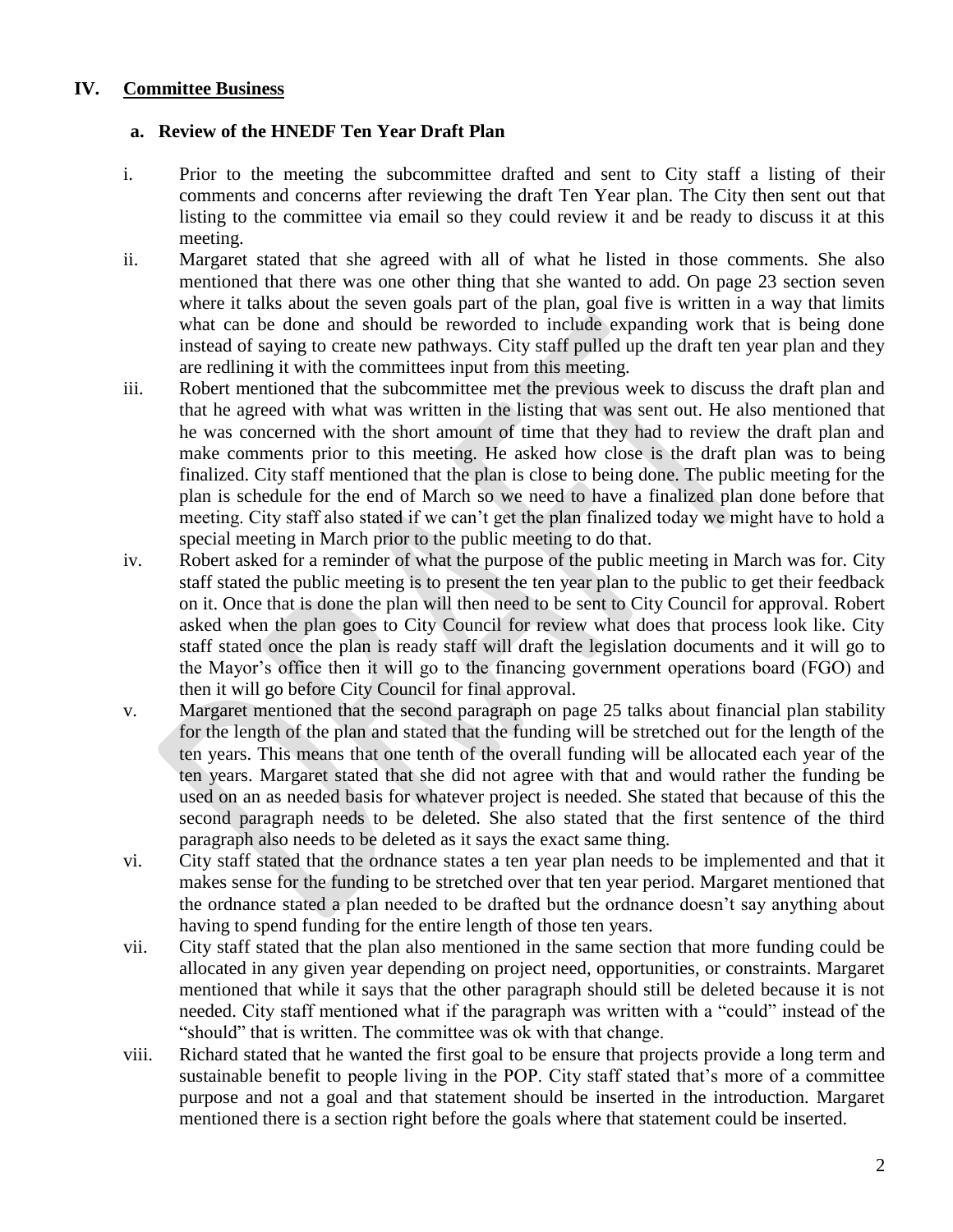## IV. Committee Business

### a. Review of the HNEDF Ten Year Draft Plan

i. Prior to the meeting the subcommittee drafted and sent to City staff a listing of their comments and concerns after reviewing the draft Ten Year plan. The City then sent out that listing to the committee via email so they could review it and be ready to discuss it at this meeting.

ii. Margaret stated that she agreed with all of what he listed in those comments. She also mentioned that there was one other thing that she wanted to add. On page 23 section seven where it talks about the seven goals part of the plan, goal five is written in a way that limits what can be done and should be reworded to include expanding work that is being done instead of saying to create new pathways. City staff pulled up the draft ten year plan and they are redlining it with the committees input from this meeting.

iii. Robert mentioned that the subcommittee met the previous week to discuss the draft plan and that he agreed with what was written in the listing that was sent out. He also mentioned that he was concerned with the short amount of time that they had to review the draft plan and make comments prior to this meeting. He asked how close is the draft plan was to being finalized. City staff mentioned that the plan is close to being done. The public meeting for the plan is schedule for the end of March so we need to have a finalized plan done before that meeting. City staff also stated if we can't get the plan finalized today we might have to hold a special meeting in March prior to the public meeting to do that.

iv. Robert asked for a reminder of what the purpose of the public meeting in March was for. City staff stated the public meeting is to present the ten year plan to the public to get their feedback on it. Once that is done the plan will then need to be sent to City Council for approval. Robert asked when the plan goes to City Council for review what does that process look like. City staff stated once the plan is ready staff will draft the legislation documents and it will go to the Mayor's office then it will go to the financing government operations board (FGO) and then it will go before City Council for final approval.

v. Margaret mentioned that the second paragraph on page 25 talks about financial plan stability for the length of the plan and stated that the funding will be stretched out for the length of the ten years. This means that one tenth of the overall funding will be allocated each year of the ten years. Margaret stated that she did not agree with that and would rather the funding be used on an as needed basis for whatever project is needed. She stated that because of this the second paragraph needs to be deleted. She also stated that the first sentence of the third paragraph also needs to be deleted as it says the exact same thing.

vi. City staff stated that the ordnance states a ten year plan needs to be implemented and that it makes sense for the funding to be stretched over that ten year period. Margaret mentioned that the ordnance stated a plan needed to be drafted but the ordnance doesn't say anything about having to spend funding for the entire length of those ten years.

vii. City staff stated that the plan also mentioned in the same section that more funding could be allocated in any given year depending on project need, opportunities, or constraints. Margaret mentioned that while it says that the other paragraph should still be deleted because it is not needed. City staff mentioned what if the paragraph was written with a "could" instead of the "should" that is written. The committee was ok with that change.

viii. Richard stated that he wanted the first goal to be ensure that projects provide a long term and sustainable benefit to people living in the POP. City staff stated that's more of a committee purpose and not a goal and that statement should be inserted in the introduction. Margaret mentioned there is a section right before the goals where that statement could be inserted.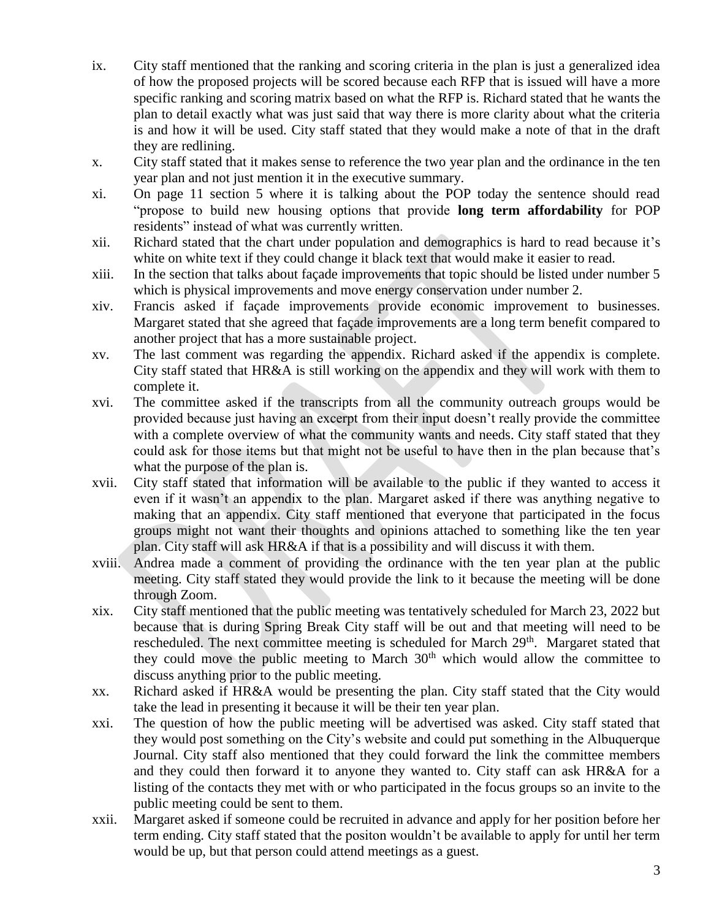ix. City staff mentioned that the ranking and scoring criteria in the plan is just a generalized idea of how the proposed projects will be scored because each RFP that is issued will have a more specific ranking and scoring matrix based on what the RFP is. Richard stated that he wants the plan to detail exactly what was just said that way there is more clarity about what the criteria is and how it will be used. City staff stated that they would make a note of that in the draft they are redlining.

x. City staff stated that it makes sense to reference the two year plan and the ordinance in the ten year plan and not just mention it in the executive summary.

xi. On page 11 section 5 where it is talking about the POP today the sentence should read "propose to build new housing options that provide **long term affordability** for POP residents" instead of what was currently written.

xii. Richard stated that the chart under population and demographics is hard to read because it's white on white text if they could change it black text that would make it easier to read.

xiii. In the section that talks about façade improvements that topic should be listed under number 5 which is physical improvements and move energy conservation under number 2.

xiv. Francis asked if façade improvements provide economic improvement to businesses. Margaret stated that she agreed that façade improvements are a long term benefit compared to another project that has a more sustainable project.

xv. The last comment was regarding the appendix. Richard asked if the appendix is complete. City staff stated that HR&A is still working on the appendix and they will work with them to complete it.

xvi. The committee asked if the transcripts from all the community outreach groups would be provided because just having an excerpt from their input doesn't really provide the committee with a complete overview of what the community wants and needs. City staff stated that they could ask for those items but that might not be useful to have then in the plan because that's what the purpose of the plan is.

xvii. City staff stated that information will be available to the public if they wanted to access it even if it wasn't an appendix to the plan. Margaret asked if there was anything negative to making that an appendix. City staff mentioned that everyone that participated in the focus groups might not want their thoughts and opinions attached to something like the ten year plan. City staff will ask HR&A if that is a possibility and will discuss it with them.

xviii. Andrea made a comment of providing the ordinance with the ten year plan at the public meeting. City staff stated they would provide the link to it because the meeting will be done through Zoom.

xix. City staff mentioned that the public meeting was tentatively scheduled for March 23, 2022 but because that is during Spring Break City staff will be out and that meeting will need to be rescheduled. The next committee meeting is scheduled for March 29th. Margaret stated that they could move the public meeting to March 30th which would allow the committee to discuss anything prior to the public meeting.

xx. Richard asked if HR&A would be presenting the plan. City staff stated that the City would take the lead in presenting it because it will be their ten year plan.

xxi. The question of how the public meeting will be advertised was asked. City staff stated that they would post something on the City's website and could put something in the Albuquerque Journal. City staff also mentioned that they could forward the link the committee members and they could then forward it to anyone they wanted to. City staff can ask HR&A for a listing of the contacts they met with or who participated in the focus groups so an invite to the public meeting could be sent to them.

xxii. Margaret asked if someone could be recruited in advance and apply for her position before her term ending. City staff stated that the positon wouldn't be available to apply for until her term would be up, but that person could attend meetings as a guest.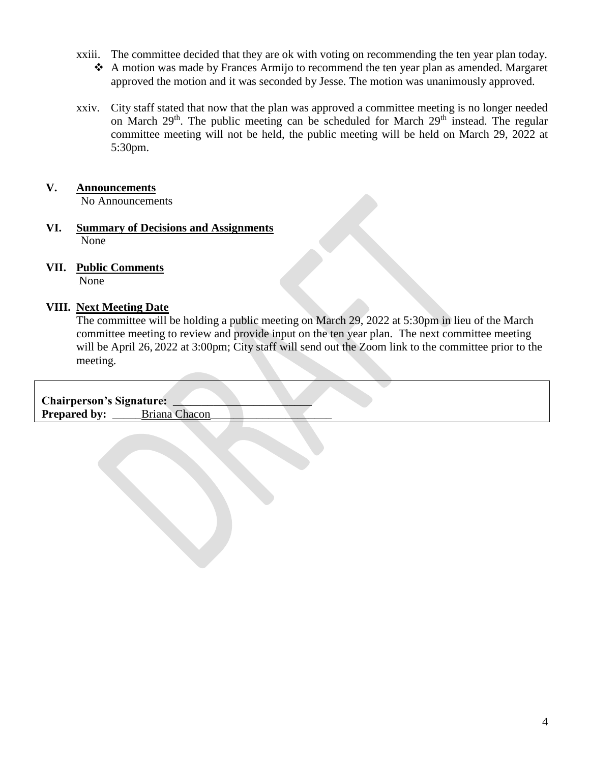xxiii. The committee decided that they are ok with voting on recommending the ten year plan today.

- ❖ A motion was made by Frances Armijo to recommend the ten year plan as amended. Margaret approved the motion and it was seconded by Jesse. The motion was unanimously approved.

xxiv. City staff stated that now that the plan was approved a committee meeting is no longer needed on March 29th. The public meeting can be scheduled for March 29th instead. The regular committee meeting will not be held, the public meeting will be held on March 29, 2022 at 5:30pm.

## V. Announcements

No Announcements

## VI. Summary of Decisions and Assignments

None

## VII. Public Comments

None

## VIII. Next Meeting Date

The committee will be holding a public meeting on March 29, 2022 at 5:30pm in lieu of the March committee meeting to review and provide input on the ten year plan. The next committee meeting will be April 26, 2022 at 3:00pm; City staff will send out the Zoom link to the committee prior to the meeting.

**Chairperson's Signature:** ________________________

**Prepared by:** _____Briana Chacon____________________

DRAFT